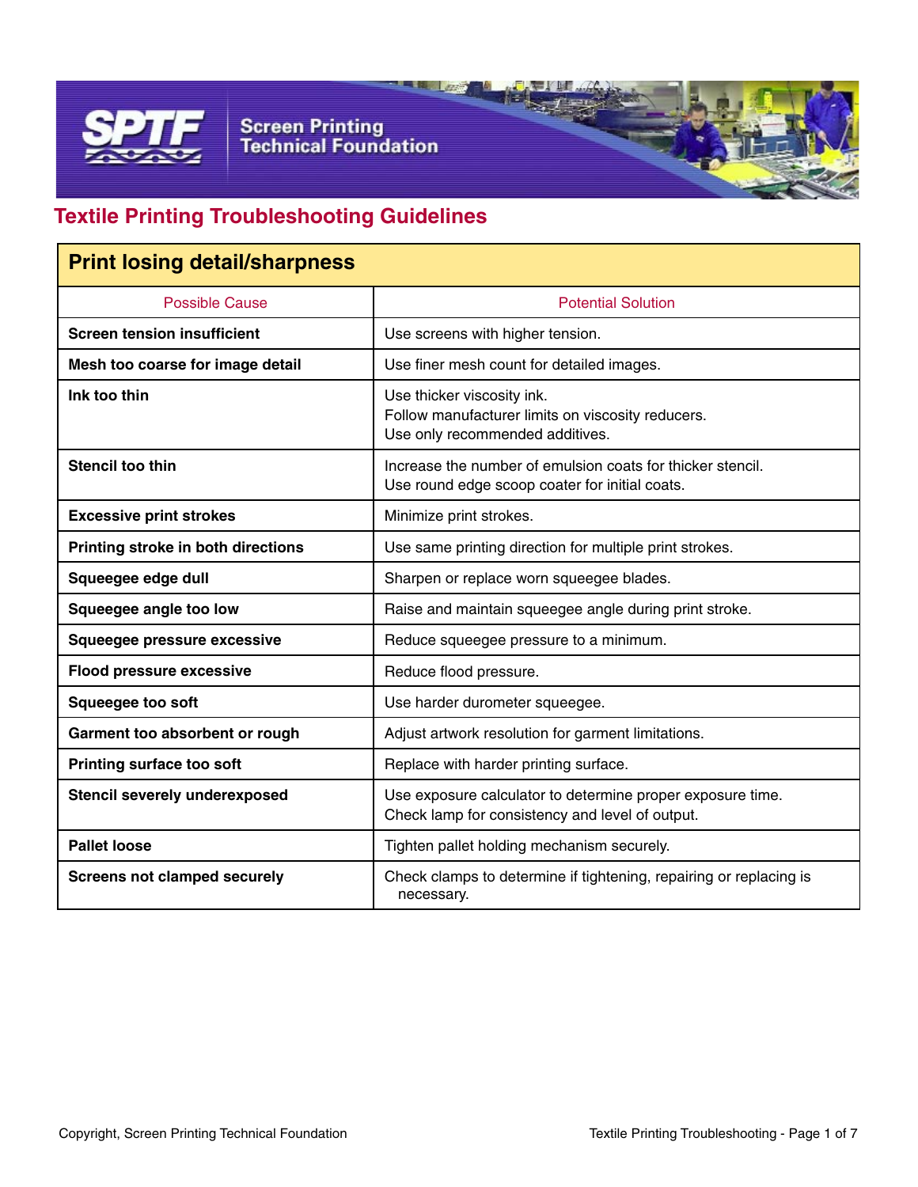Screen Printing Technical Foundation

# Textile Printing Troubleshooting Guidelines

## Print losing detail/sharpness

| Possible Cause | Potential Solution |
|---|---|
| **Screen tension insufficient** | Use screens with higher tension. |
| **Mesh too coarse for image detail** | Use finer mesh count for detailed images. |
| **Ink too thin** | Use thicker viscosity ink.<br>Follow manufacturer limits on viscosity reducers.<br>Use only recommended additives. |
| **Stencil too thin** | Increase the number of emulsion coats for thicker stencil.<br>Use round edge scoop coater for initial coats. |
| **Excessive print strokes** | Minimize print strokes. |
| **Printing stroke in both directions** | Use same printing direction for multiple print strokes. |
| **Squeegee edge dull** | Sharpen or replace worn squeegee blades. |
| **Squeegee angle too low** | Raise and maintain squeegee angle during print stroke. |
| **Squeegee pressure excessive** | Reduce squeegee pressure to a minimum. |
| **Flood pressure excessive** | Reduce flood pressure. |
| **Squeegee too soft** | Use harder durometer squeegee. |
| **Garment too absorbent or rough** | Adjust artwork resolution for garment limitations. |
| **Printing surface too soft** | Replace with harder printing surface. |
| **Stencil severely underexposed** | Use exposure calculator to determine proper exposure time.<br>Check lamp for consistency and level of output. |
| **Pallet loose** | Tighten pallet holding mechanism securely. |
| **Screens not clamped securely** | Check clamps to determine if tightening, repairing or replacing is necessary. |

Copyright, Screen Printing Technical Foundation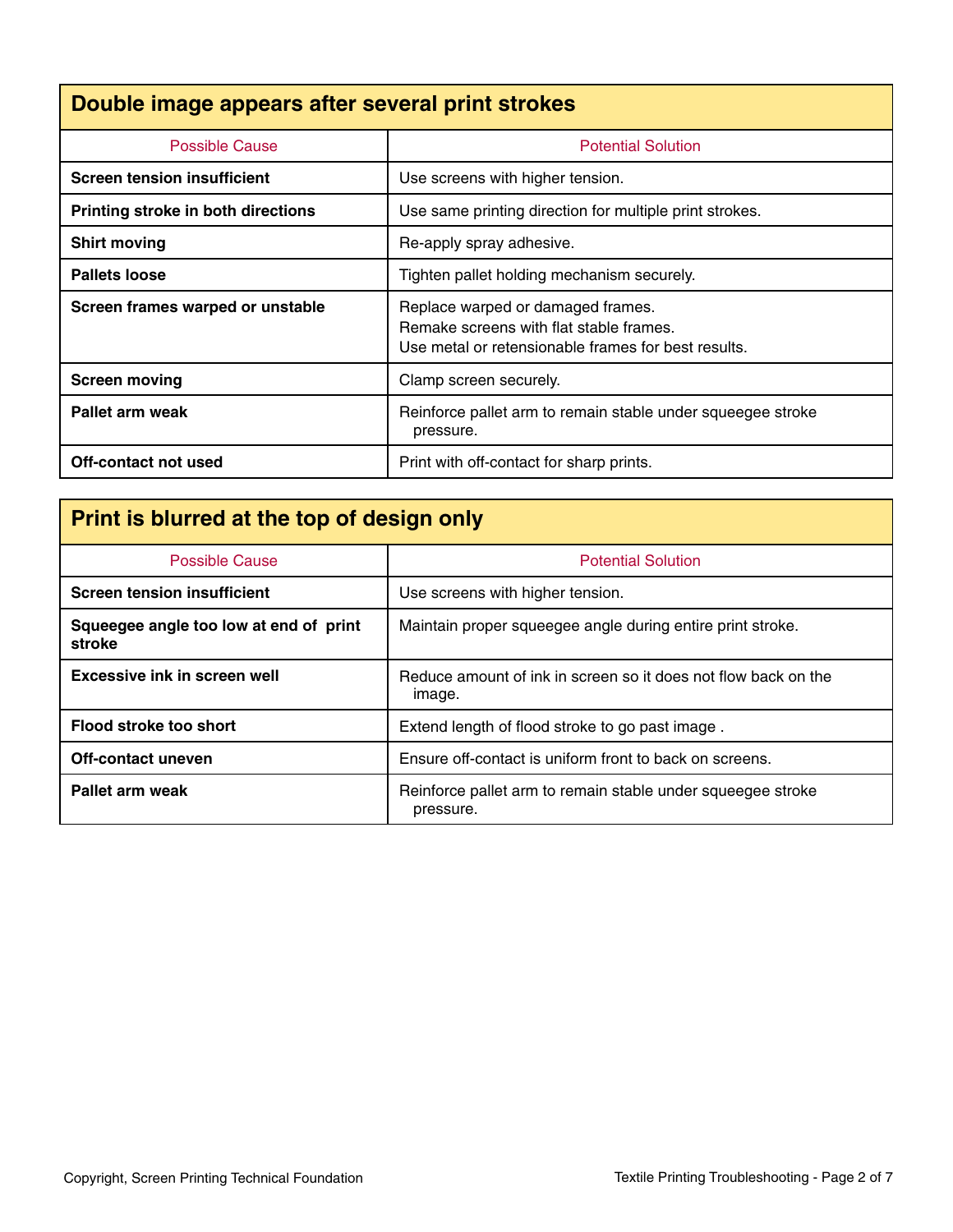## Double image appears after several print strokes

| Possible Cause | Potential Solution |
|---|---|
| **Screen tension insufficient** | Use screens with higher tension. |
| **Printing stroke in both directions** | Use same printing direction for multiple print strokes. |
| **Shirt moving** | Re-apply spray adhesive. |
| **Pallets loose** | Tighten pallet holding mechanism securely. |
| **Screen frames warped or unstable** | Replace warped or damaged frames.<br>Remake screens with flat stable frames.<br>Use metal or retensionable frames for best results. |
| **Screen moving** | Clamp screen securely. |
| **Pallet arm weak** | Reinforce pallet arm to remain stable under squeegee stroke pressure. |
| **Off-contact not used** | Print with off-contact for sharp prints. |

## Print is blurred at the top of design only

| Possible Cause | Potential Solution |
|---|---|
| **Screen tension insufficient** | Use screens with higher tension. |
| **Squeegee angle too low at end of print stroke** | Maintain proper squeegee angle during entire print stroke. |
| **Excessive ink in screen well** | Reduce amount of ink in screen so it does not flow back on the image. |
| **Flood stroke too short** | Extend length of flood stroke to go past image . |
| **Off-contact uneven** | Ensure off-contact is uniform front to back on screens. |
| **Pallet arm weak** | Reinforce pallet arm to remain stable under squeegee stroke pressure. |

Copyright, Screen Printing Technical Foundation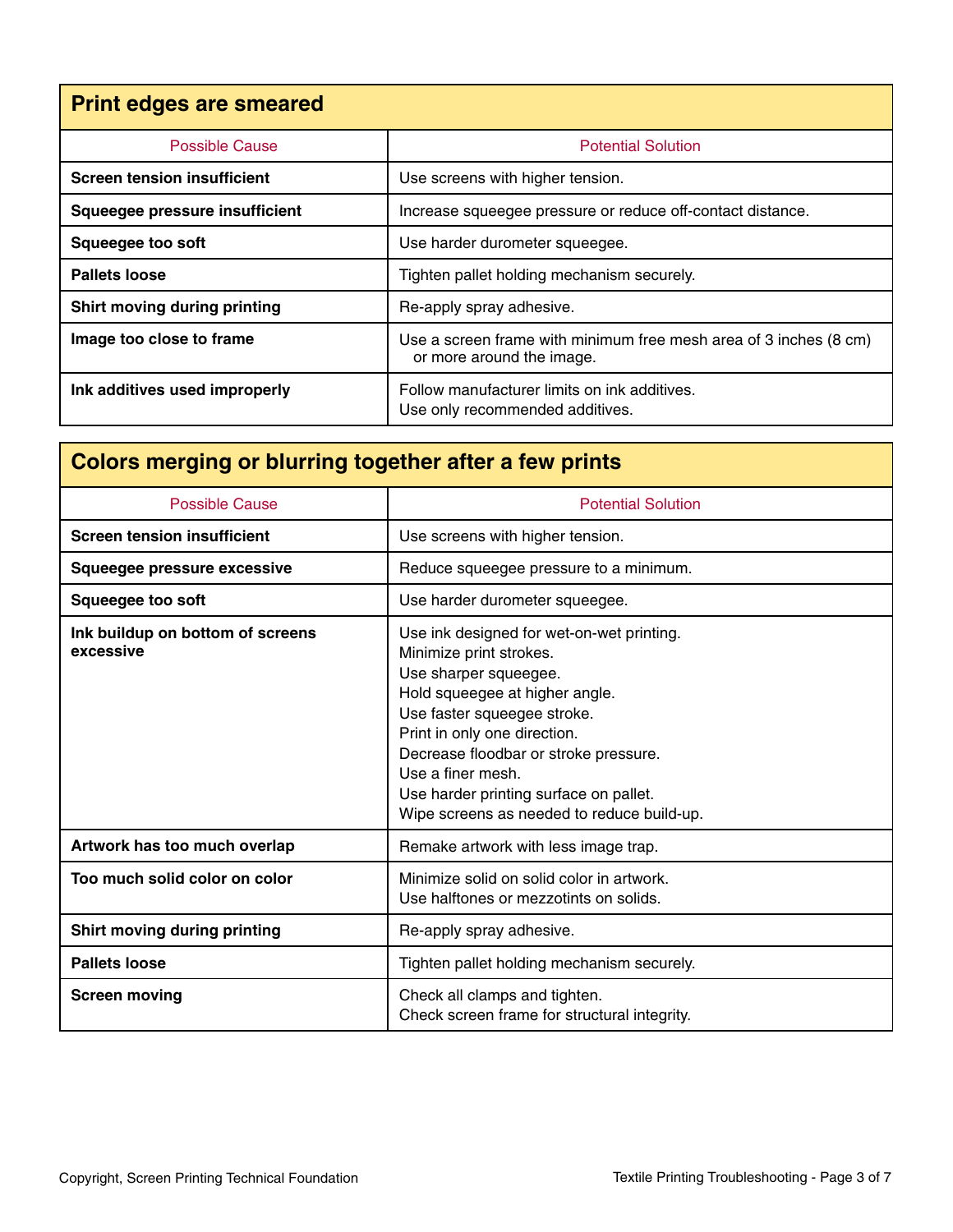## Print edges are smeared

| Possible Cause | Potential Solution |
|---|---|
| **Screen tension insufficient** | Use screens with higher tension. |
| **Squeegee pressure insufficient** | Increase squeegee pressure or reduce off-contact distance. |
| **Squeegee too soft** | Use harder durometer squeegee. |
| **Pallets loose** | Tighten pallet holding mechanism securely. |
| **Shirt moving during printing** | Re-apply spray adhesive. |
| **Image too close to frame** | Use a screen frame with minimum free mesh area of 3 inches (8 cm) or more around the image. |
| **Ink additives used improperly** | Follow manufacturer limits on ink additives.<br>Use only recommended additives. |

## Colors merging or blurring together after a few prints

| Possible Cause | Potential Solution |
|---|---|
| **Screen tension insufficient** | Use screens with higher tension. |
| **Squeegee pressure excessive** | Reduce squeegee pressure to a minimum. |
| **Squeegee too soft** | Use harder durometer squeegee. |
| **Ink buildup on bottom of screens excessive** | Use ink designed for wet-on-wet printing.<br>Minimize print strokes.<br>Use sharper squeegee.<br>Hold squeegee at higher angle.<br>Use faster squeegee stroke.<br>Print in only one direction.<br>Decrease floodbar or stroke pressure.<br>Use a finer mesh.<br>Use harder printing surface on pallet.<br>Wipe screens as needed to reduce build-up. |
| **Artwork has too much overlap** | Remake artwork with less image trap. |
| **Too much solid color on color** | Minimize solid on solid color in artwork.<br>Use halftones or mezzotints on solids. |
| **Shirt moving during printing** | Re-apply spray adhesive. |
| **Pallets loose** | Tighten pallet holding mechanism securely. |
| **Screen moving** | Check all clamps and tighten.<br>Check screen frame for structural integrity. |

Copyright, Screen Printing Technical Foundation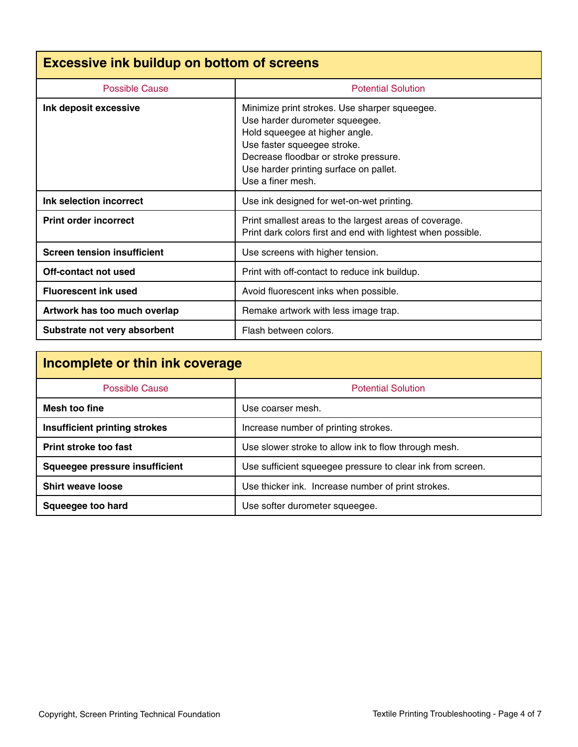## Excessive ink buildup on bottom of screens

| Possible Cause | Potential Solution |
|---|---|
| **Ink deposit excessive** | Minimize print strokes. Use sharper squeegee.<br>Use harder durometer squeegee.<br>Hold squeegee at higher angle.<br>Use faster squeegee stroke.<br>Decrease floodbar or stroke pressure.<br>Use harder printing surface on pallet.<br>Use a finer mesh. |
| **Ink selection incorrect** | Use ink designed for wet-on-wet printing. |
| **Print order incorrect** | Print smallest areas to the largest areas of coverage.<br>Print dark colors first and end with lightest when possible. |
| **Screen tension insufficient** | Use screens with higher tension. |
| **Off-contact not used** | Print with off-contact to reduce ink buildup. |
| **Fluorescent ink used** | Avoid fluorescent inks when possible. |
| **Artwork has too much overlap** | Remake artwork with less image trap. |
| **Substrate not very absorbent** | Flash between colors. |

## Incomplete or thin ink coverage

| Possible Cause | Potential Solution |
|---|---|
| **Mesh too fine** | Use coarser mesh. |
| **Insufficient printing strokes** | Increase number of printing strokes. |
| **Print stroke too fast** | Use slower stroke to allow ink to flow through mesh. |
| **Squeegee pressure insufficient** | Use sufficient squeegee pressure to clear ink from screen. |
| **Shirt weave loose** | Use thicker ink. Increase number of print strokes. |
| **Squeegee too hard** | Use softer durometer squeegee. |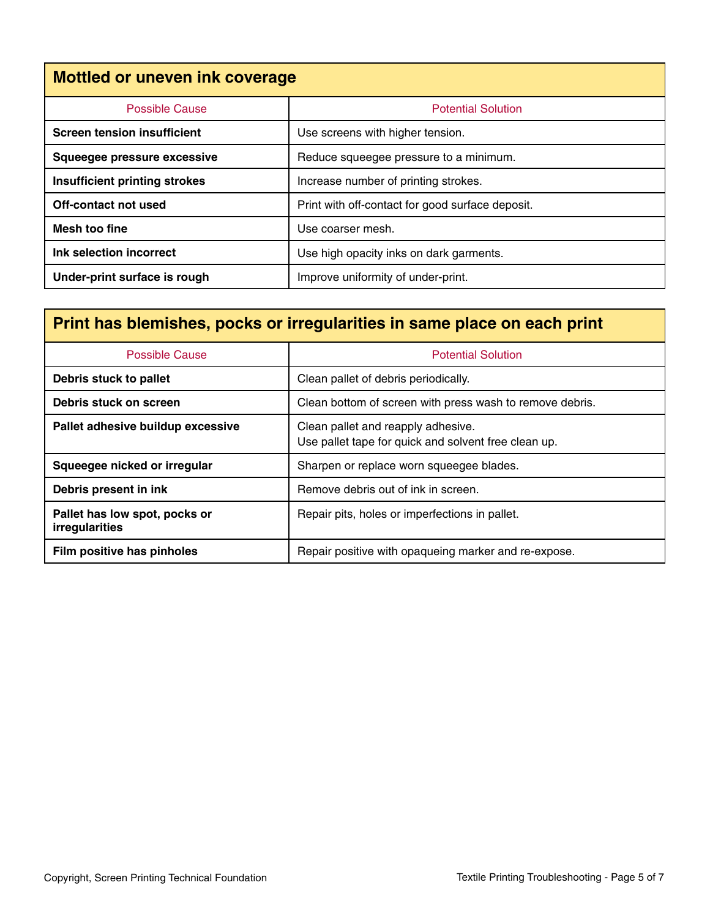## Mottled or uneven ink coverage

| Possible Cause | Potential Solution |
| --- | --- |
| **Screen tension insufficient** | Use screens with higher tension. |
| **Squeegee pressure excessive** | Reduce squeegee pressure to a minimum. |
| **Insufficient printing strokes** | Increase number of printing strokes. |
| **Off-contact not used** | Print with off-contact for good surface deposit. |
| **Mesh too fine** | Use coarser mesh. |
| **Ink selection incorrect** | Use high opacity inks on dark garments. |
| **Under-print surface is rough** | Improve uniformity of under-print. |

## Print has blemishes, pocks or irregularities in same place on each print

| Possible Cause | Potential Solution |
| --- | --- |
| **Debris stuck to pallet** | Clean pallet of debris periodically. |
| **Debris stuck on screen** | Clean bottom of screen with press wash to remove debris. |
| **Pallet adhesive buildup excessive** | Clean pallet and reapply adhesive.<br>Use pallet tape for quick and solvent free clean up. |
| **Squeegee nicked or irregular** | Sharpen or replace worn squeegee blades. |
| **Debris present in ink** | Remove debris out of ink in screen. |
| **Pallet has low spot, pocks or irregularities** | Repair pits, holes or imperfections in pallet. |
| **Film positive has pinholes** | Repair positive with opaqueing marker and re-expose. |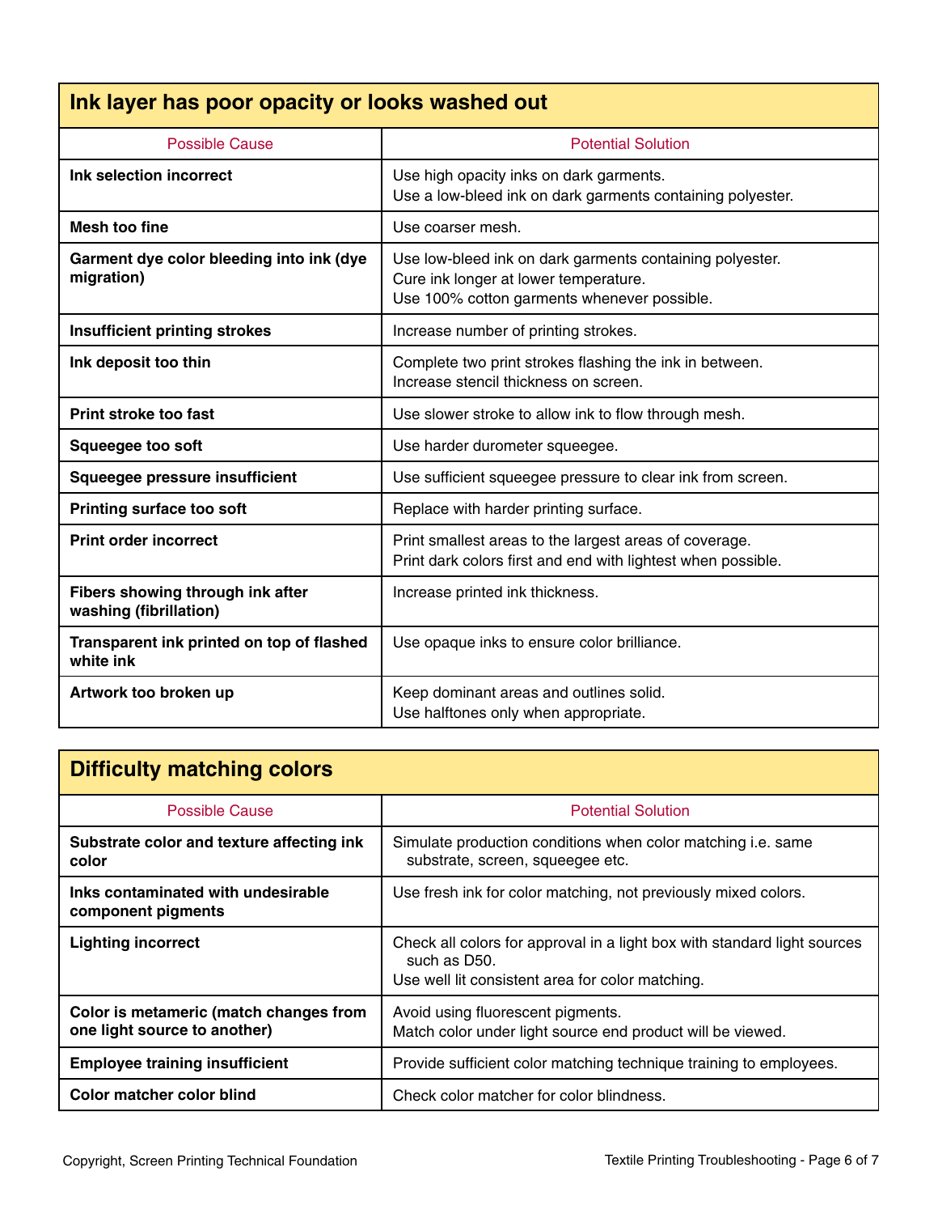## Ink layer has poor opacity or looks washed out

| Possible Cause | Potential Solution |
|---|---|
| **Ink selection incorrect** | Use high opacity inks on dark garments.<br>Use a low-bleed ink on dark garments containing polyester. |
| **Mesh too fine** | Use coarser mesh. |
| **Garment dye color bleeding into ink (dye migration)** | Use low-bleed ink on dark garments containing polyester.<br>Cure ink longer at lower temperature.<br>Use 100% cotton garments whenever possible. |
| **Insufficient printing strokes** | Increase number of printing strokes. |
| **Ink deposit too thin** | Complete two print strokes flashing the ink in between.<br>Increase stencil thickness on screen. |
| **Print stroke too fast** | Use slower stroke to allow ink to flow through mesh. |
| **Squeegee too soft** | Use harder durometer squeegee. |
| **Squeegee pressure insufficient** | Use sufficient squeegee pressure to clear ink from screen. |
| **Printing surface too soft** | Replace with harder printing surface. |
| **Print order incorrect** | Print smallest areas to the largest areas of coverage.<br>Print dark colors first and end with lightest when possible. |
| **Fibers showing through ink after washing (fibrillation)** | Increase printed ink thickness. |
| **Transparent ink printed on top of flashed white ink** | Use opaque inks to ensure color brilliance. |
| **Artwork too broken up** | Keep dominant areas and outlines solid.<br>Use halftones only when appropriate. |

## Difficulty matching colors

| Possible Cause | Potential Solution |
|---|---|
| **Substrate color and texture affecting ink color** | Simulate production conditions when color matching i.e. same substrate, screen, squeegee etc. |
| **Inks contaminated with undesirable component pigments** | Use fresh ink for color matching, not previously mixed colors. |
| **Lighting incorrect** | Check all colors for approval in a light box with standard light sources such as D50.<br>Use well lit consistent area for color matching. |
| **Color is metameric (match changes from one light source to another)** | Avoid using fluorescent pigments.<br>Match color under light source end product will be viewed. |
| **Employee training insufficient** | Provide sufficient color matching technique training to employees. |
| **Color matcher color blind** | Check color matcher for color blindness. |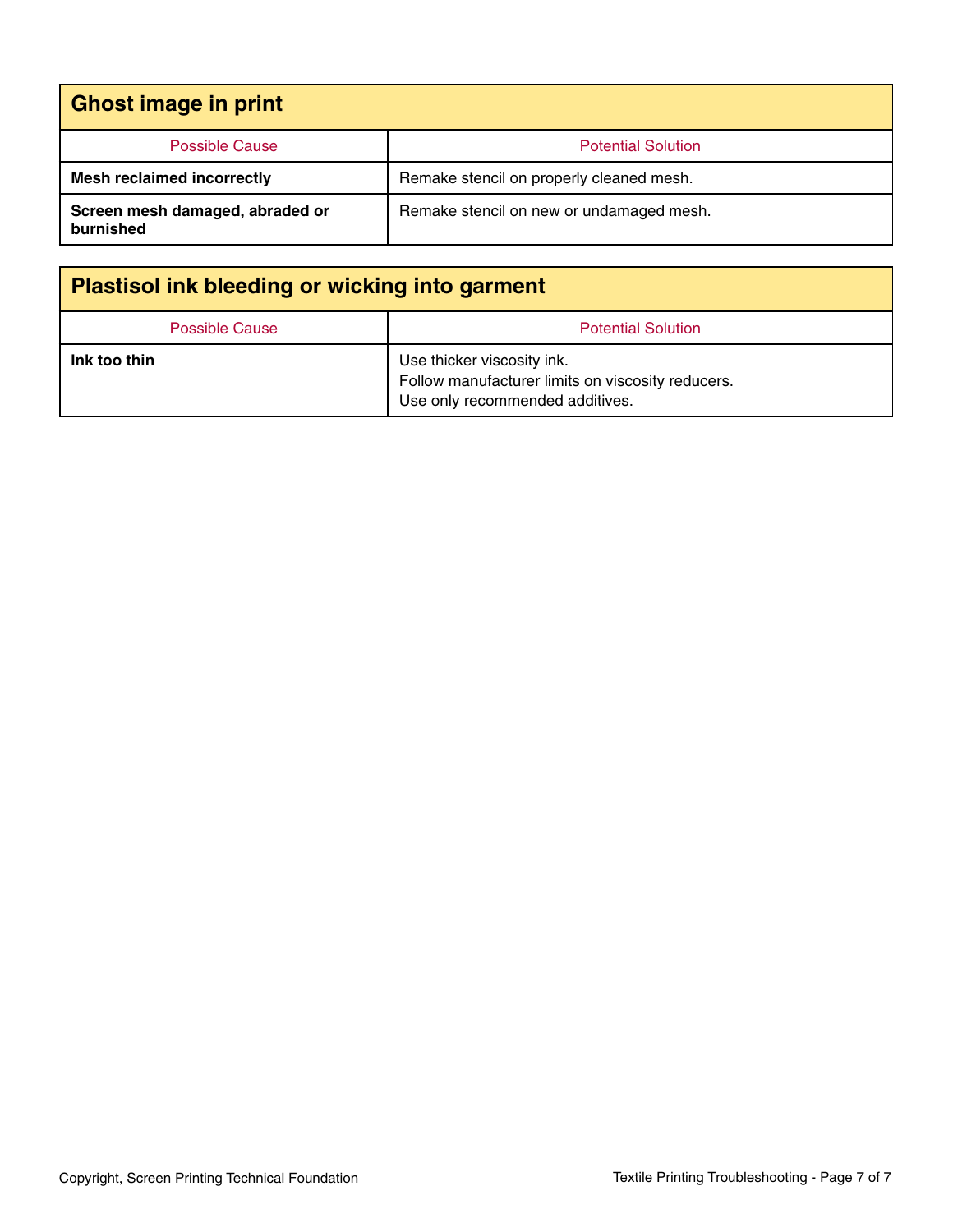## Ghost image in print

| Possible Cause | Potential Solution |
| --- | --- |
| **Mesh reclaimed incorrectly** | Remake stencil on properly cleaned mesh. |
| **Screen mesh damaged, abraded or burnished** | Remake stencil on new or undamaged mesh. |

## Plastisol ink bleeding or wicking into garment

| Possible Cause | Potential Solution |
| --- | --- |
| **Ink too thin** | Use thicker viscosity ink.<br>Follow manufacturer limits on viscosity reducers.<br>Use only recommended additives. |

Copyright, Screen Printing Technical Foundation